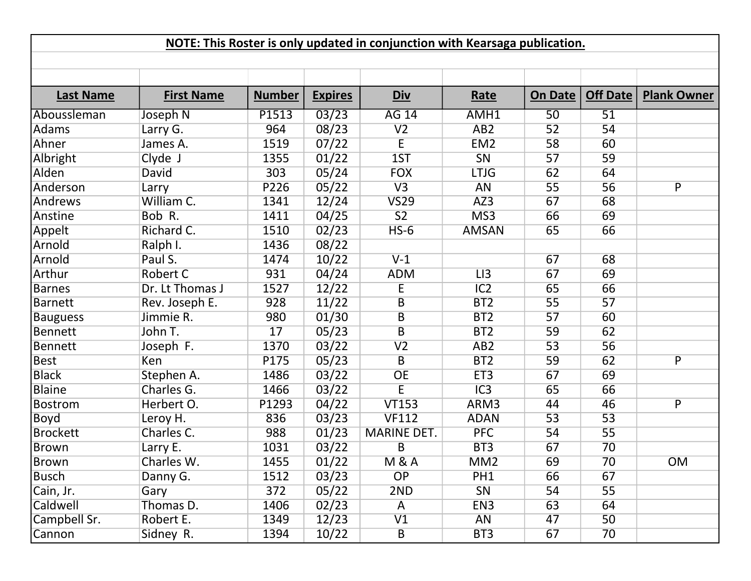**NOTE: This Roster is only updated in conjunction with Kearsaga publication.**

| Last Name | First Name | Number | Expires | Div | Rate | On Date | Off Date | Plank Owner |
|---|---|---|---|---|---|---|---|---|
| Aboussleman | Joseph N | P1513 | 03/23 | AG 14 | AMH1 | 50 | 51 | |
| Adams | Larry G. | 964 | 08/23 | V2 | AB2 | 52 | 54 | |
| Ahner | James A. | 1519 | 07/22 | E | EM2 | 58 | 60 | |
| Albright | Clyde J | 1355 | 01/22 | 1ST | SN | 57 | 59 | |
| Alden | David | 303 | 05/24 | FOX | LTJG | 62 | 64 | |
| Anderson | Larry | P226 | 05/22 | V3 | AN | 55 | 56 | P |
| Andrews | William C. | 1341 | 12/24 | VS29 | AZ3 | 67 | 68 | |
| Anstine | Bob R. | 1411 | 04/25 | S2 | MS3 | 66 | 69 | |
| Appelt | Richard C. | 1510 | 02/23 | HS-6 | AMSAN | 65 | 66 | |
| Arnold | Ralph I. | 1436 | 08/22 | | | | | |
| Arnold | Paul S. | 1474 | 10/22 | V-1 | | 67 | 68 | |
| Arthur | Robert C | 931 | 04/24 | ADM | LI3 | 67 | 69 | |
| Barnes | Dr. Lt Thomas J | 1527 | 12/22 | E | IC2 | 65 | 66 | |
| Barnett | Rev. Joseph E. | 928 | 11/22 | B | BT2 | 55 | 57 | |
| Bauguess | Jimmie R. | 980 | 01/30 | B | BT2 | 57 | 60 | |
| Bennett | John T. | 17 | 05/23 | B | BT2 | 59 | 62 | |
| Bennett | Joseph F. | 1370 | 03/22 | V2 | AB2 | 53 | 56 | |
| Best | Ken | P175 | 05/23 | B | BT2 | 59 | 62 | P |
| Black | Stephen A. | 1486 | 03/22 | OE | ET3 | 67 | 69 | |
| Blaine | Charles G. | 1466 | 03/22 | E | IC3 | 65 | 66 | |
| Bostrom | Herbert O. | P1293 | 04/22 | VT153 | ARM3 | 44 | 46 | P |
| Boyd | Leroy H. | 836 | 03/23 | VF112 | ADAN | 53 | 53 | |
| Brockett | Charles C. | 988 | 01/23 | MARINE DET. | PFC | 54 | 55 | |
| Brown | Larry E. | 1031 | 03/22 | B | BT3 | 67 | 70 | |
| Brown | Charles W. | 1455 | 01/22 | M & A | MM2 | 69 | 70 | OM |
| Busch | Danny G. | 1512 | 03/23 | OP | PH1 | 66 | 67 | |
| Cain, Jr. | Gary | 372 | 05/22 | 2ND | SN | 54 | 55 | |
| Caldwell | Thomas D. | 1406 | 02/23 | A | EN3 | 63 | 64 | |
| Campbell Sr. | Robert E. | 1349 | 12/23 | V1 | AN | 47 | 50 | |
| Cannon | Sidney R. | 1394 | 10/22 | B | BT3 | 67 | 70 | |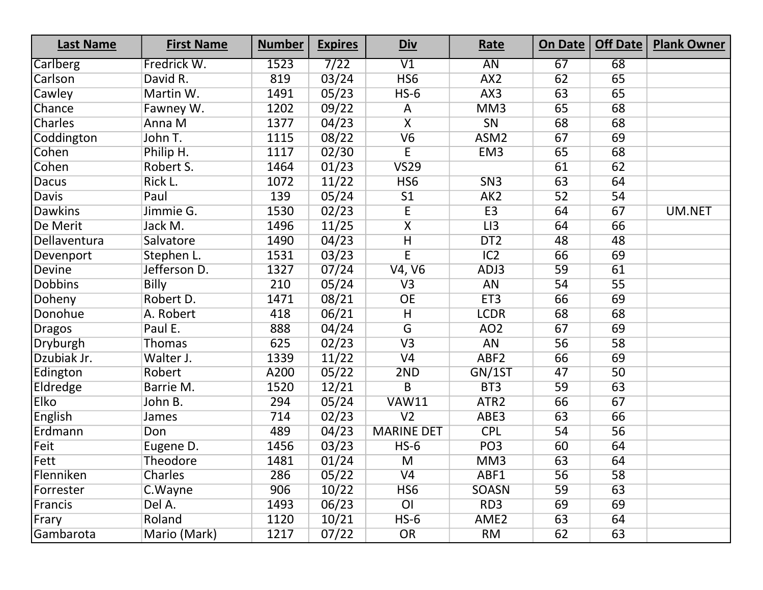| Last Name | First Name | Number | Expires | Div | Rate | On Date | Off Date | Plank Owner |
|---|---|---|---|---|---|---|---|---|
| Carlberg | Fredrick W. | 1523 | 7/22 | V1 | AN | 67 | 68 | |
| Carlson | David R. | 819 | 03/24 | HS6 | AX2 | 62 | 65 | |
| Cawley | Martin W. | 1491 | 05/23 | HS-6 | AX3 | 63 | 65 | |
| Chance | Fawney W. | 1202 | 09/22 | A | MM3 | 65 | 68 | |
| Charles | Anna M | 1377 | 04/23 | X | SN | 68 | 68 | |
| Coddington | John T. | 1115 | 08/22 | V6 | ASM2 | 67 | 69 | |
| Cohen | Philip H. | 1117 | 02/30 | E | EM3 | 65 | 68 | |
| Cohen | Robert S. | 1464 | 01/23 | VS29 | | 61 | 62 | |
| Dacus | Rick L. | 1072 | 11/22 | HS6 | SN3 | 63 | 64 | |
| Davis | Paul | 139 | 05/24 | S1 | AK2 | 52 | 54 | |
| Dawkins | Jimmie G. | 1530 | 02/23 | E | E3 | 64 | 67 | UM.NET |
| De Merit | Jack M. | 1496 | 11/25 | X | LI3 | 64 | 66 | |
| Dellaventura | Salvatore | 1490 | 04/23 | H | DT2 | 48 | 48 | |
| Devenport | Stephen L. | 1531 | 03/23 | E | IC2 | 66 | 69 | |
| Devine | Jefferson D. | 1327 | 07/24 | V4, V6 | ADJ3 | 59 | 61 | |
| Dobbins | Billy | 210 | 05/24 | V3 | AN | 54 | 55 | |
| Doheny | Robert D. | 1471 | 08/21 | OE | ET3 | 66 | 69 | |
| Donohue | A. Robert | 418 | 06/21 | H | LCDR | 68 | 68 | |
| Dragos | Paul E. | 888 | 04/24 | G | AO2 | 67 | 69 | |
| Dryburgh | Thomas | 625 | 02/23 | V3 | AN | 56 | 58 | |
| Dzubiak Jr. | Walter J. | 1339 | 11/22 | V4 | ABF2 | 66 | 69 | |
| Edington | Robert | A200 | 05/22 | 2ND | GN/1ST | 47 | 50 | |
| Eldredge | Barrie M. | 1520 | 12/21 | B | BT3 | 59 | 63 | |
| Elko | John B. | 294 | 05/24 | VAW11 | ATR2 | 66 | 67 | |
| English | James | 714 | 02/23 | V2 | ABE3 | 63 | 66 | |
| Erdmann | Don | 489 | 04/23 | MARINE DET | CPL | 54 | 56 | |
| Feit | Eugene D. | 1456 | 03/23 | HS-6 | PO3 | 60 | 64 | |
| Fett | Theodore | 1481 | 01/24 | M | MM3 | 63 | 64 | |
| Flenniken | Charles | 286 | 05/22 | V4 | ABF1 | 56 | 58 | |
| Forrester | C.Wayne | 906 | 10/22 | HS6 | SOASN | 59 | 63 | |
| Francis | Del A. | 1493 | 06/23 | OI | RD3 | 69 | 69 | |
| Frary | Roland | 1120 | 10/21 | HS-6 | AME2 | 63 | 64 | |
| Gambarota | Mario (Mark) | 1217 | 07/22 | OR | RM | 62 | 63 | |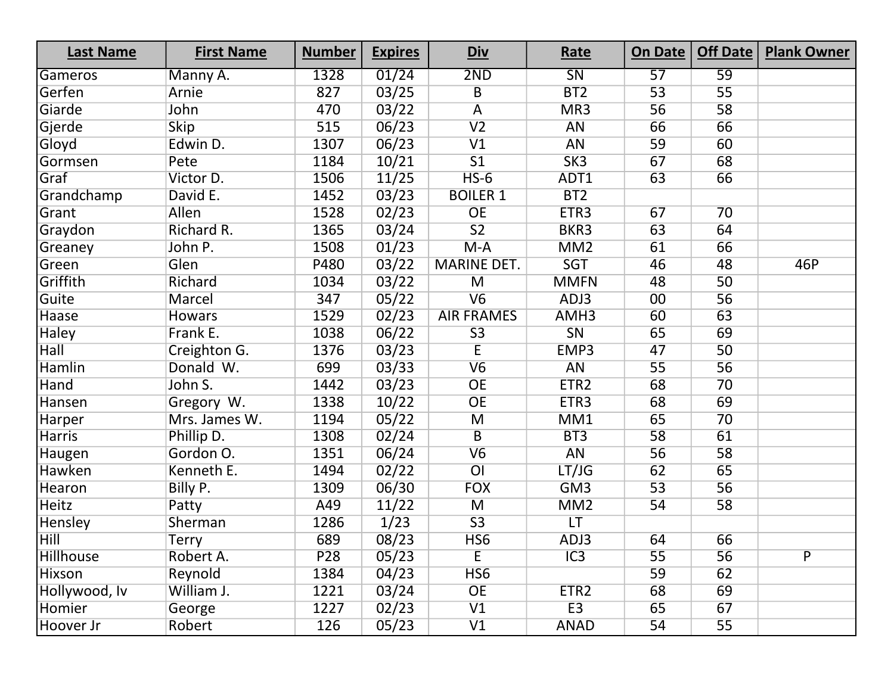| Last Name | First Name | Number | Expires | Div | Rate | On Date | Off Date | Plank Owner |
|---|---|---|---|---|---|---|---|---|
| Gameros | Manny A. | 1328 | 01/24 | 2ND | SN | 57 | 59 | |
| Gerfen | Arnie | 827 | 03/25 | B | BT2 | 53 | 55 | |
| Giarde | John | 470 | 03/22 | A | MR3 | 56 | 58 | |
| Gjerde | Skip | 515 | 06/23 | V2 | AN | 66 | 66 | |
| Gloyd | Edwin D. | 1307 | 06/23 | V1 | AN | 59 | 60 | |
| Gormsen | Pete | 1184 | 10/21 | S1 | SK3 | 67 | 68 | |
| Graf | Victor D. | 1506 | 11/25 | HS-6 | ADT1 | 63 | 66 | |
| Grandchamp | David E. | 1452 | 03/23 | BOILER 1 | BT2 | | | |
| Grant | Allen | 1528 | 02/23 | OE | ETR3 | 67 | 70 | |
| Graydon | Richard R. | 1365 | 03/24 | S2 | BKR3 | 63 | 64 | |
| Greaney | John P. | 1508 | 01/23 | M-A | MM2 | 61 | 66 | |
| Green | Glen | P480 | 03/22 | MARINE DET. | SGT | 46 | 48 | 46P |
| Griffith | Richard | 1034 | 03/22 | M | MMFN | 48 | 50 | |
| Guite | Marcel | 347 | 05/22 | V6 | ADJ3 | 00 | 56 | |
| Haase | Howars | 1529 | 02/23 | AIR FRAMES | AMH3 | 60 | 63 | |
| Haley | Frank E. | 1038 | 06/22 | S3 | SN | 65 | 69 | |
| Hall | Creighton G. | 1376 | 03/23 | E | EMP3 | 47 | 50 | |
| Hamlin | Donald W. | 699 | 03/33 | V6 | AN | 55 | 56 | |
| Hand | John S. | 1442 | 03/23 | OE | ETR2 | 68 | 70 | |
| Hansen | Gregory W. | 1338 | 10/22 | OE | ETR3 | 68 | 69 | |
| Harper | Mrs. James W. | 1194 | 05/22 | M | MM1 | 65 | 70 | |
| Harris | Phillip D. | 1308 | 02/24 | B | BT3 | 58 | 61 | |
| Haugen | Gordon O. | 1351 | 06/24 | V6 | AN | 56 | 58 | |
| Hawken | Kenneth E. | 1494 | 02/22 | OI | LT/JG | 62 | 65 | |
| Hearon | Billy P. | 1309 | 06/30 | FOX | GM3 | 53 | 56 | |
| Heitz | Patty | A49 | 11/22 | M | MM2 | 54 | 58 | |
| Hensley | Sherman | 1286 | 1/23 | S3 | LT | | | |
| Hill | Terry | 689 | 08/23 | HS6 | ADJ3 | 64 | 66 | |
| Hillhouse | Robert A. | P28 | 05/23 | E | IC3 | 55 | 56 | P |
| Hixson | Reynold | 1384 | 04/23 | HS6 | | 59 | 62 | |
| Hollywood, Iv | William J. | 1221 | 03/24 | OE | ETR2 | 68 | 69 | |
| Homier | George | 1227 | 02/23 | V1 | E3 | 65 | 67 | |
| Hoover Jr | Robert | 126 | 05/23 | V1 | ANAD | 54 | 55 | |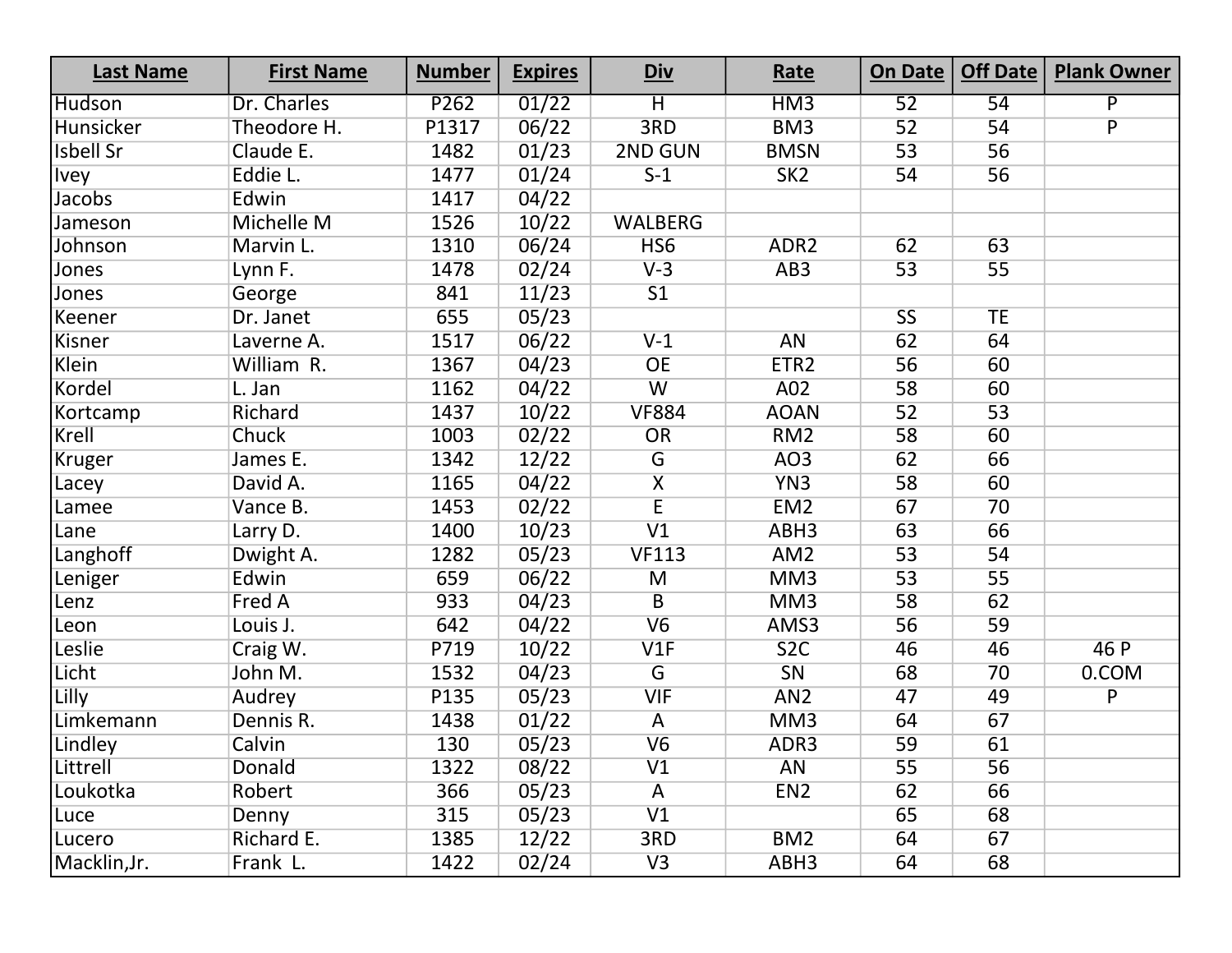| Last Name | First Name | Number | Expires | Div | Rate | On Date | Off Date | Plank Owner |
|---|---|---|---|---|---|---|---|---|
| Hudson | Dr. Charles | P262 | 01/22 | H | HM3 | 52 | 54 | P |
| Hunsicker | Theodore H. | P1317 | 06/22 | 3RD | BM3 | 52 | 54 | P |
| Isbell Sr | Claude E. | 1482 | 01/23 | 2ND GUN | BMSN | 53 | 56 | |
| Ivey | Eddie L. | 1477 | 01/24 | S-1 | SK2 | 54 | 56 | |
| Jacobs | Edwin | 1417 | 04/22 | | | | | |
| Jameson | Michelle M | 1526 | 10/22 | WALBERG | | | | |
| Johnson | Marvin L. | 1310 | 06/24 | HS6 | ADR2 | 62 | 63 | |
| Jones | Lynn F. | 1478 | 02/24 | V-3 | AB3 | 53 | 55 | |
| Jones | George | 841 | 11/23 | S1 | | | | |
| Keener | Dr. Janet | 655 | 05/23 | | | SS | TE | |
| Kisner | Laverne A. | 1517 | 06/22 | V-1 | AN | 62 | 64 | |
| Klein | William R. | 1367 | 04/23 | OE | ETR2 | 56 | 60 | |
| Kordel | L. Jan | 1162 | 04/22 | W | A02 | 58 | 60 | |
| Kortcamp | Richard | 1437 | 10/22 | VF884 | AOAN | 52 | 53 | |
| Krell | Chuck | 1003 | 02/22 | OR | RM2 | 58 | 60 | |
| Kruger | James E. | 1342 | 12/22 | G | AO3 | 62 | 66 | |
| Lacey | David A. | 1165 | 04/22 | X | YN3 | 58 | 60 | |
| Lamee | Vance B. | 1453 | 02/22 | E | EM2 | 67 | 70 | |
| Lane | Larry D. | 1400 | 10/23 | V1 | ABH3 | 63 | 66 | |
| Langhoff | Dwight A. | 1282 | 05/23 | VF113 | AM2 | 53 | 54 | |
| Leniger | Edwin | 659 | 06/22 | M | MM3 | 53 | 55 | |
| Lenz | Fred A | 933 | 04/23 | B | MM3 | 58 | 62 | |
| Leon | Louis J. | 642 | 04/22 | V6 | AMS3 | 56 | 59 | |
| Leslie | Craig W. | P719 | 10/22 | V1F | S2C | 46 | 46 | 46 P |
| Licht | John M. | 1532 | 04/23 | G | SN | 68 | 70 | 0.COM |
| Lilly | Audrey | P135 | 05/23 | VIF | AN2 | 47 | 49 | P |
| Limkemann | Dennis R. | 1438 | 01/22 | A | MM3 | 64 | 67 | |
| Lindley | Calvin | 130 | 05/23 | V6 | ADR3 | 59 | 61 | |
| Littrell | Donald | 1322 | 08/22 | V1 | AN | 55 | 56 | |
| Loukotka | Robert | 366 | 05/23 | A | EN2 | 62 | 66 | |
| Luce | Denny | 315 | 05/23 | V1 | | 65 | 68 | |
| Lucero | Richard E. | 1385 | 12/22 | 3RD | BM2 | 64 | 67 | |
| Macklin,Jr. | Frank L. | 1422 | 02/24 | V3 | ABH3 | 64 | 68 | |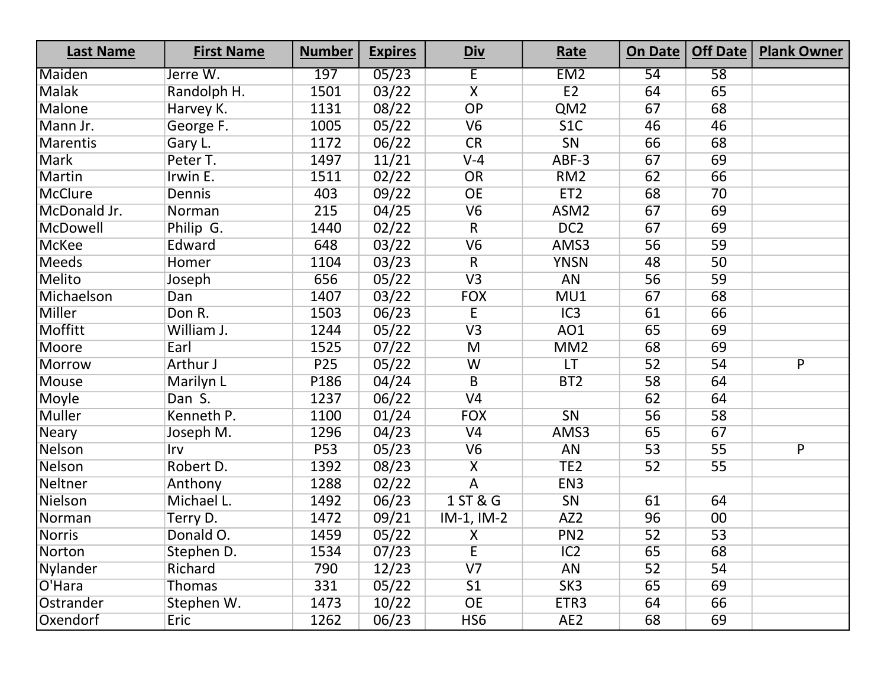| Last Name | First Name | Number | Expires | Div | Rate | On Date | Off Date | Plank Owner |
|---|---|---|---|---|---|---|---|---|
| Maiden | Jerre W. | 197 | 05/23 | E | EM2 | 54 | 58 | |
| Malak | Randolph H. | 1501 | 03/22 | X | E2 | 64 | 65 | |
| Malone | Harvey K. | 1131 | 08/22 | OP | QM2 | 67 | 68 | |
| Mann Jr. | George F. | 1005 | 05/22 | V6 | S1C | 46 | 46 | |
| Marentis | Gary L. | 1172 | 06/22 | CR | SN | 66 | 68 | |
| Mark | Peter T. | 1497 | 11/21 | V-4 | ABF-3 | 67 | 69 | |
| Martin | Irwin E. | 1511 | 02/22 | OR | RM2 | 62 | 66 | |
| McClure | Dennis | 403 | 09/22 | OE | ET2 | 68 | 70 | |
| McDonald Jr. | Norman | 215 | 04/25 | V6 | ASM2 | 67 | 69 | |
| McDowell | Philip G. | 1440 | 02/22 | R | DC2 | 67 | 69 | |
| McKee | Edward | 648 | 03/22 | V6 | AMS3 | 56 | 59 | |
| Meeds | Homer | 1104 | 03/23 | R | YNSN | 48 | 50 | |
| Melito | Joseph | 656 | 05/22 | V3 | AN | 56 | 59 | |
| Michaelson | Dan | 1407 | 03/22 | FOX | MU1 | 67 | 68 | |
| Miller | Don R. | 1503 | 06/23 | E | IC3 | 61 | 66 | |
| Moffitt | William J. | 1244 | 05/22 | V3 | AO1 | 65 | 69 | |
| Moore | Earl | 1525 | 07/22 | M | MM2 | 68 | 69 | |
| Morrow | Arthur J | P25 | 05/22 | W | LT | 52 | 54 | P |
| Mouse | Marilyn L | P186 | 04/24 | B | BT2 | 58 | 64 | |
| Moyle | Dan S. | 1237 | 06/22 | V4 | | 62 | 64 | |
| Muller | Kenneth P. | 1100 | 01/24 | FOX | SN | 56 | 58 | |
| Neary | Joseph M. | 1296 | 04/23 | V4 | AMS3 | 65 | 67 | |
| Nelson | Irv | P53 | 05/23 | V6 | AN | 53 | 55 | P |
| Nelson | Robert D. | 1392 | 08/23 | X | TE2 | 52 | 55 | |
| Neltner | Anthony | 1288 | 02/22 | A | EN3 | | | |
| Nielson | Michael L. | 1492 | 06/23 | 1 ST & G | SN | 61 | 64 | |
| Norman | Terry D. | 1472 | 09/21 | IM-1, IM-2 | AZ2 | 96 | 00 | |
| Norris | Donald O. | 1459 | 05/22 | X | PN2 | 52 | 53 | |
| Norton | Stephen D. | 1534 | 07/23 | E | IC2 | 65 | 68 | |
| Nylander | Richard | 790 | 12/23 | V7 | AN | 52 | 54 | |
| O'Hara | Thomas | 331 | 05/22 | S1 | SK3 | 65 | 69 | |
| Ostrander | Stephen W. | 1473 | 10/22 | OE | ETR3 | 64 | 66 | |
| Oxendorf | Eric | 1262 | 06/23 | HS6 | AE2 | 68 | 69 | |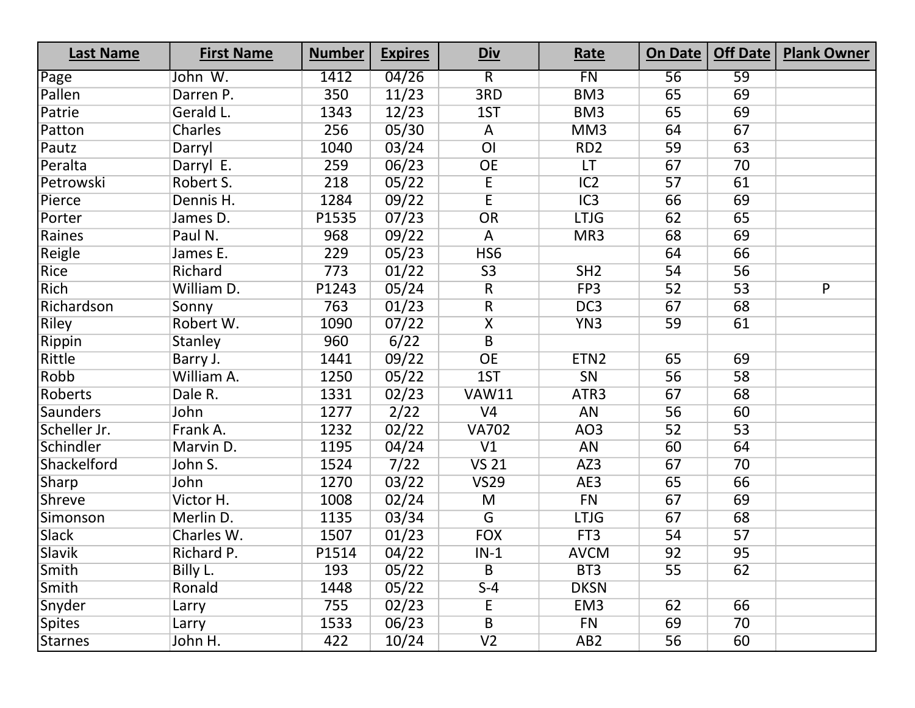| Last Name | First Name | Number | Expires | Div | Rate | On Date | Off Date | Plank Owner |
|---|---|---|---|---|---|---|---|---|
| Page | John W. | 1412 | 04/26 | R | FN | 56 | 59 | |
| Pallen | Darren P. | 350 | 11/23 | 3RD | BM3 | 65 | 69 | |
| Patrie | Gerald L. | 1343 | 12/23 | 1ST | BM3 | 65 | 69 | |
| Patton | Charles | 256 | 05/30 | A | MM3 | 64 | 67 | |
| Pautz | Darryl | 1040 | 03/24 | OI | RD2 | 59 | 63 | |
| Peralta | Darryl E. | 259 | 06/23 | OE | LT | 67 | 70 | |
| Petrowski | Robert S. | 218 | 05/22 | E | IC2 | 57 | 61 | |
| Pierce | Dennis H. | 1284 | 09/22 | E | IC3 | 66 | 69 | |
| Porter | James D. | P1535 | 07/23 | OR | LTJG | 62 | 65 | |
| Raines | Paul N. | 968 | 09/22 | A | MR3 | 68 | 69 | |
| Reigle | James E. | 229 | 05/23 | HS6 | | 64 | 66 | |
| Rice | Richard | 773 | 01/22 | S3 | SH2 | 54 | 56 | |
| Rich | William D. | P1243 | 05/24 | R | FP3 | 52 | 53 | P |
| Richardson | Sonny | 763 | 01/23 | R | DC3 | 67 | 68 | |
| Riley | Robert W. | 1090 | 07/22 | X | YN3 | 59 | 61 | |
| Rippin | Stanley | 960 | 6/22 | B | | | | |
| Rittle | Barry J. | 1441 | 09/22 | OE | ETN2 | 65 | 69 | |
| Robb | William A. | 1250 | 05/22 | 1ST | SN | 56 | 58 | |
| Roberts | Dale R. | 1331 | 02/23 | VAW11 | ATR3 | 67 | 68 | |
| Saunders | John | 1277 | 2/22 | V4 | AN | 56 | 60 | |
| Scheller Jr. | Frank A. | 1232 | 02/22 | VA702 | AO3 | 52 | 53 | |
| Schindler | Marvin D. | 1195 | 04/24 | V1 | AN | 60 | 64 | |
| Shackelford | John S. | 1524 | 7/22 | VS 21 | AZ3 | 67 | 70 | |
| Sharp | John | 1270 | 03/22 | VS29 | AE3 | 65 | 66 | |
| Shreve | Victor H. | 1008 | 02/24 | M | FN | 67 | 69 | |
| Simonson | Merlin D. | 1135 | 03/34 | G | LTJG | 67 | 68 | |
| Slack | Charles W. | 1507 | 01/23 | FOX | FT3 | 54 | 57 | |
| Slavik | Richard P. | P1514 | 04/22 | IN-1 | AVCM | 92 | 95 | |
| Smith | Billy L. | 193 | 05/22 | B | BT3 | 55 | 62 | |
| Smith | Ronald | 1448 | 05/22 | S-4 | DKSN | | | |
| Snyder | Larry | 755 | 02/23 | E | EM3 | 62 | 66 | |
| Spites | Larry | 1533 | 06/23 | B | FN | 69 | 70 | |
| Starnes | John H. | 422 | 10/24 | V2 | AB2 | 56 | 60 | |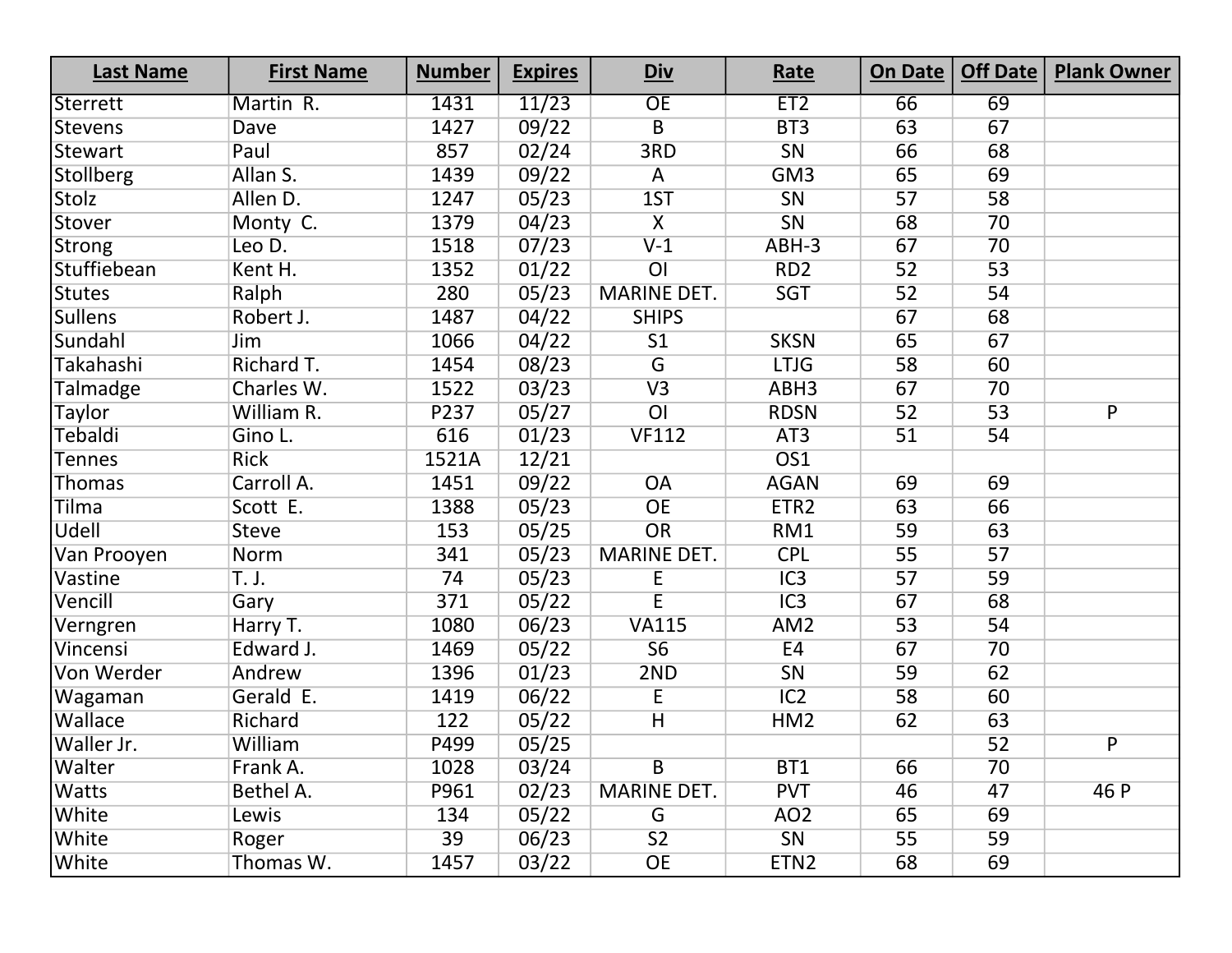| Last Name | First Name | Number | Expires | Div | Rate | On Date | Off Date | Plank Owner |
|---|---|---|---|---|---|---|---|---|
| Sterrett | Martin R. | 1431 | 11/23 | OE | ET2 | 66 | 69 | |
| Stevens | Dave | 1427 | 09/22 | B | BT3 | 63 | 67 | |
| Stewart | Paul | 857 | 02/24 | 3RD | SN | 66 | 68 | |
| Stollberg | Allan S. | 1439 | 09/22 | A | GM3 | 65 | 69 | |
| Stolz | Allen D. | 1247 | 05/23 | 1ST | SN | 57 | 58 | |
| Stover | Monty C. | 1379 | 04/23 | X | SN | 68 | 70 | |
| Strong | Leo D. | 1518 | 07/23 | V-1 | ABH-3 | 67 | 70 | |
| Stuffiebean | Kent H. | 1352 | 01/22 | OI | RD2 | 52 | 53 | |
| Stutes | Ralph | 280 | 05/23 | MARINE DET. | SGT | 52 | 54 | |
| Sullens | Robert J. | 1487 | 04/22 | SHIPS | | 67 | 68 | |
| Sundahl | Jim | 1066 | 04/22 | S1 | SKSN | 65 | 67 | |
| Takahashi | Richard T. | 1454 | 08/23 | G | LTJG | 58 | 60 | |
| Talmadge | Charles W. | 1522 | 03/23 | V3 | ABH3 | 67 | 70 | |
| Taylor | William R. | P237 | 05/27 | OI | RDSN | 52 | 53 | P |
| Tebaldi | Gino L. | 616 | 01/23 | VF112 | AT3 | 51 | 54 | |
| Tennes | Rick | 1521A | 12/21 | | OS1 | | | |
| Thomas | Carroll A. | 1451 | 09/22 | OA | AGAN | 69 | 69 | |
| Tilma | Scott E. | 1388 | 05/23 | OE | ETR2 | 63 | 66 | |
| Udell | Steve | 153 | 05/25 | OR | RM1 | 59 | 63 | |
| Van Prooyen | Norm | 341 | 05/23 | MARINE DET. | CPL | 55 | 57 | |
| Vastine | T. J. | 74 | 05/23 | E | IC3 | 57 | 59 | |
| Vencill | Gary | 371 | 05/22 | E | IC3 | 67 | 68 | |
| Verngren | Harry T. | 1080 | 06/23 | VA115 | AM2 | 53 | 54 | |
| Vincensi | Edward J. | 1469 | 05/22 | S6 | E4 | 67 | 70 | |
| Von Werder | Andrew | 1396 | 01/23 | 2ND | SN | 59 | 62 | |
| Wagaman | Gerald E. | 1419 | 06/22 | E | IC2 | 58 | 60 | |
| Wallace | Richard | 122 | 05/22 | H | HM2 | 62 | 63 | |
| Waller Jr. | William | P499 | 05/25 | | | | 52 | P |
| Walter | Frank A. | 1028 | 03/24 | B | BT1 | 66 | 70 | |
| Watts | Bethel A. | P961 | 02/23 | MARINE DET. | PVT | 46 | 47 | 46 P |
| White | Lewis | 134 | 05/22 | G | AO2 | 65 | 69 | |
| White | Roger | 39 | 06/23 | S2 | SN | 55 | 59 | |
| White | Thomas W. | 1457 | 03/22 | OE | ETN2 | 68 | 69 | |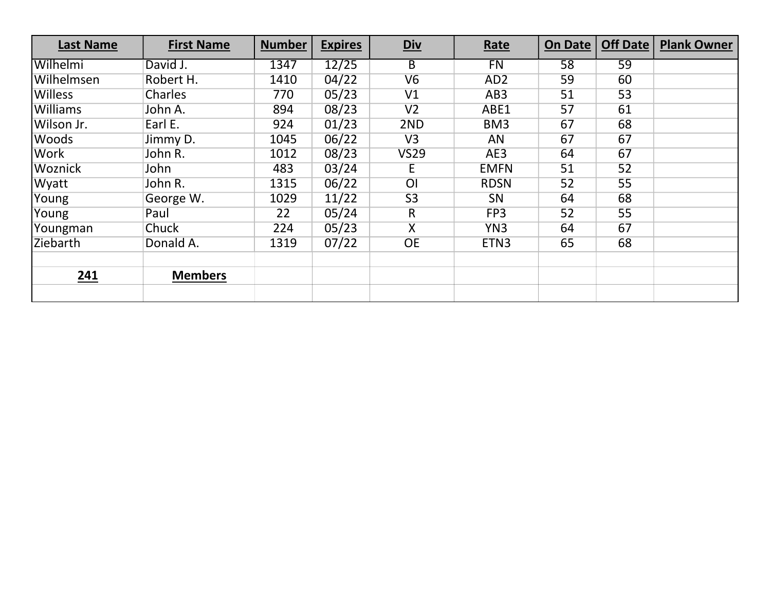| Last Name | First Name | Number | Expires | Div | Rate | On Date | Off Date | Plank Owner |
|---|---|---|---|---|---|---|---|---|
| Wilhelmi | David J. | 1347 | 12/25 | B | FN | 58 | 59 | |
| Wilhelmsen | Robert H. | 1410 | 04/22 | V6 | AD2 | 59 | 60 | |
| Willess | Charles | 770 | 05/23 | V1 | AB3 | 51 | 53 | |
| Williams | John A. | 894 | 08/23 | V2 | ABE1 | 57 | 61 | |
| Wilson Jr. | Earl E. | 924 | 01/23 | 2ND | BM3 | 67 | 68 | |
| Woods | Jimmy D. | 1045 | 06/22 | V3 | AN | 67 | 67 | |
| Work | John R. | 1012 | 08/23 | VS29 | AE3 | 64 | 67 | |
| Woznick | John | 483 | 03/24 | E | EMFN | 51 | 52 | |
| Wyatt | John R. | 1315 | 06/22 | OI | RDSN | 52 | 55 | |
| Young | George W. | 1029 | 11/22 | S3 | SN | 64 | 68 | |
| Young | Paul | 22 | 05/24 | R | FP3 | 52 | 55 | |
| Youngman | Chuck | 224 | 05/23 | X | YN3 | 64 | 67 | |
| Ziebarth | Donald A. | 1319 | 07/22 | OE | ETN3 | 65 | 68 | |
| | | | | | | | | |
| **241** | **Members** | | | | | | | |
| | | | | | | | | |